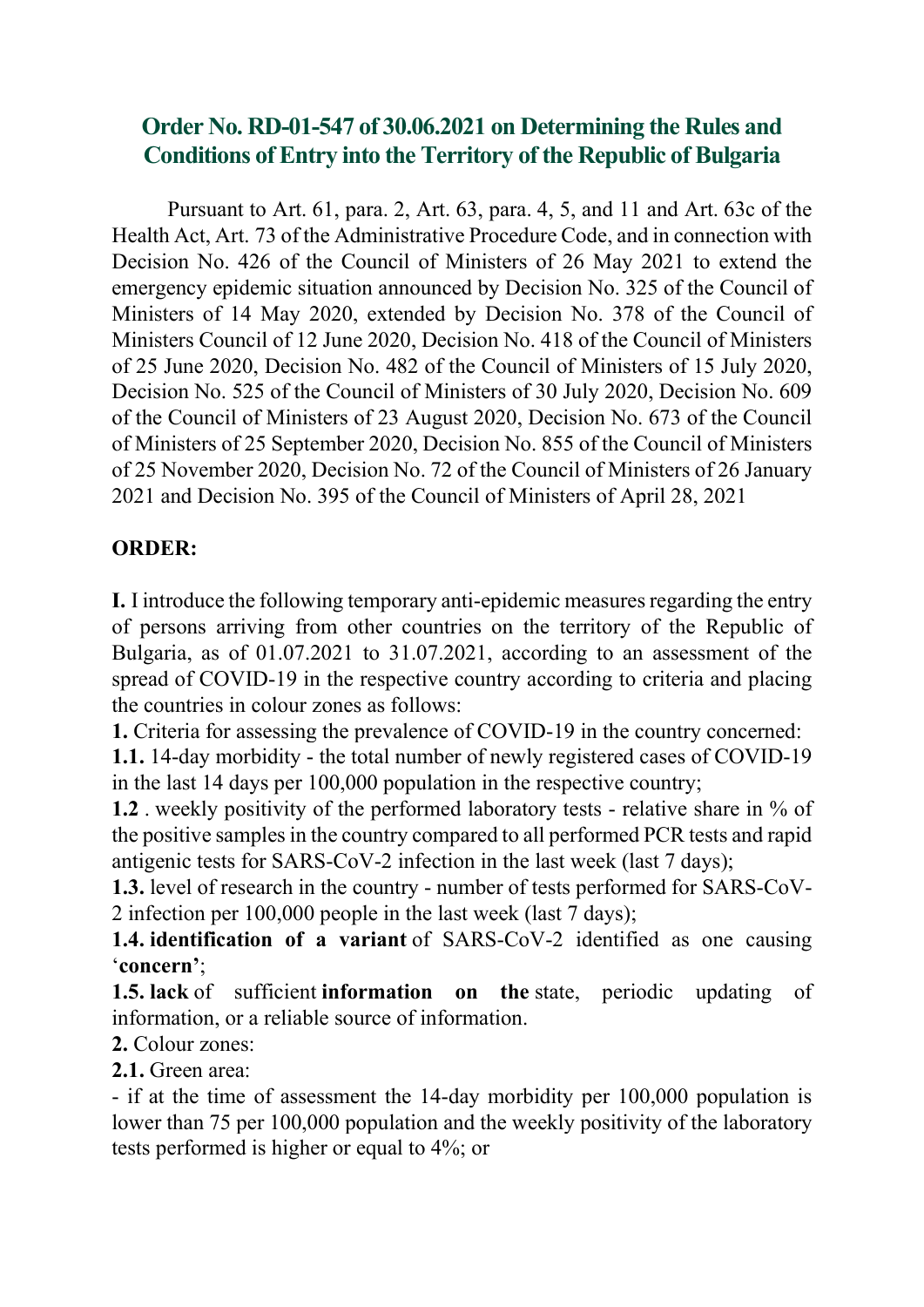# Order No. RD-01-547 of 30.06.2021 on Determining the Rules and Conditions of Entry into the Territory of the Republic of Bulgaria

Pursuant to Art. 61, para. 2, Art. 63, para. 4, 5, and 11 and Art. 63c of the Health Act, Art. 73 of the Administrative Procedure Code, and in connection with Decision No. 426 of the Council of Ministers of 26 May 2021 to extend the emergency epidemic situation announced by Decision No. 325 of the Council of Ministers of 14 May 2020, extended by Decision No. 378 of the Council of Ministers Council of 12 June 2020, Decision No. 418 of the Council of Ministers of 25 June 2020, Decision No. 482 of the Council of Ministers of 15 July 2020, Decision No. 525 of the Council of Ministers of 30 July 2020, Decision No. 609 of the Council of Ministers of 23 August 2020, Decision No. 673 of the Council of Ministers of 25 September 2020, Decision No. 855 of the Council of Ministers of 25 November 2020, Decision No. 72 of the Council of Ministers of 26 January 2021 and Decision No. 395 of the Council of Ministers of April 28, 2021

**ORDER:**

**I.** I introduce the following temporary anti-epidemic measures regarding the entry of persons arriving from other countries on the territory of the Republic of Bulgaria, as of 01.07.2021 to 31.07.2021, according to an assessment of the spread of COVID-19 in the respective country according to criteria and placing the countries in colour zones as follows:

**1.** Criteria for assessing the prevalence of COVID-19 in the country concerned:

**1.1.** 14-day morbidity - the total number of newly registered cases of COVID-19 in the last 14 days per 100,000 population in the respective country;

**1.2** . weekly positivity of the performed laboratory tests - relative share in % of the positive samples in the country compared to all performed PCR tests and rapid antigenic tests for SARS-CoV-2 infection in the last week (last 7 days);

**1.3.** level of research in the country - number of tests performed for SARS-CoV-2 infection per 100,000 people in the last week (last 7 days);

**1.4. identification of a variant** of SARS-CoV-2 identified as one causing '**concern**';

**1.5. lack** of sufficient **information on the** state, periodic updating of information, or a reliable source of information.

**2.** Colour zones:

**2.1.** Green area:

- if at the time of assessment the 14-day morbidity per 100,000 population is lower than 75 per 100,000 population and the weekly positivity of the laboratory tests performed is higher or equal to 4%; or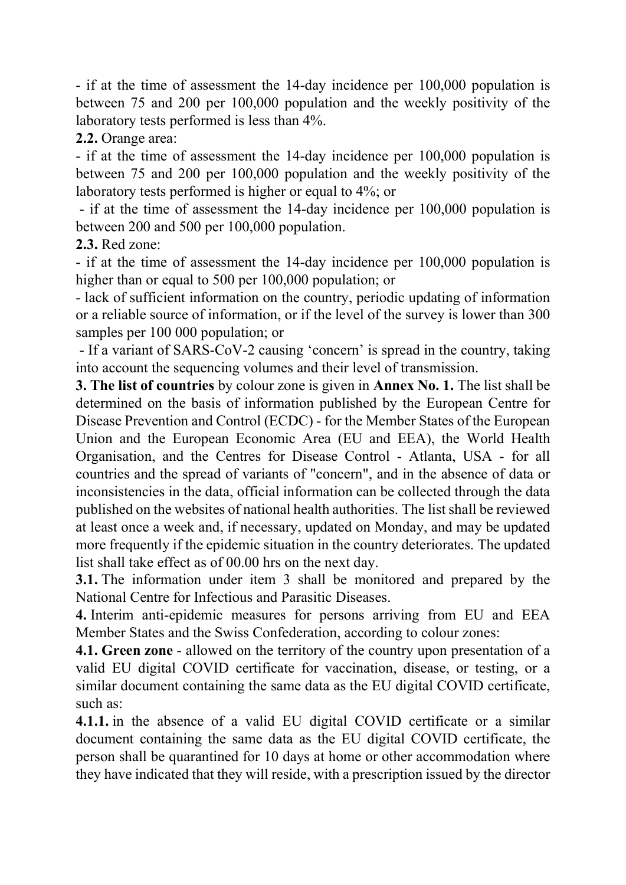- if at the time of assessment the 14-day incidence per 100,000 population is between 75 and 200 per 100,000 population and the weekly positivity of the laboratory tests performed is less than 4%.

**2.2.** Orange area:

- if at the time of assessment the 14-day incidence per 100,000 population is between 75 and 200 per 100,000 population and the weekly positivity of the laboratory tests performed is higher or equal to 4%; or
- if at the time of assessment the 14-day incidence per 100,000 population is between 200 and 500 per 100,000 population.

**2.3.** Red zone:

- if at the time of assessment the 14-day incidence per 100,000 population is higher than or equal to 500 per 100,000 population; or
- lack of sufficient information on the country, periodic updating of information or a reliable source of information, or if the level of the survey is lower than 300 samples per 100 000 population; or
- If a variant of SARS-CoV-2 causing 'concern' is spread in the country, taking into account the sequencing volumes and their level of transmission.

**3. The list of countries** by colour zone is given in **Annex No. 1.** The list shall be determined on the basis of information published by the European Centre for Disease Prevention and Control (ECDC) - for the Member States of the European Union and the European Economic Area (EU and EEA), the World Health Organisation, and the Centres for Disease Control - Atlanta, USA - for all countries and the spread of variants of "concern", and in the absence of data or inconsistencies in the data, official information can be collected through the data published on the websites of national health authorities. The list shall be reviewed at least once a week and, if necessary, updated on Monday, and may be updated more frequently if the epidemic situation in the country deteriorates. The updated list shall take effect as of 00.00 hrs on the next day.

**3.1.** The information under item 3 shall be monitored and prepared by the National Centre for Infectious and Parasitic Diseases.

**4.** Interim anti-epidemic measures for persons arriving from EU and EEA Member States and the Swiss Confederation, according to colour zones:

**4.1. Green zone** - allowed on the territory of the country upon presentation of a valid EU digital COVID certificate for vaccination, disease, or testing, or a similar document containing the same data as the EU digital COVID certificate, such as:

**4.1.1.** in the absence of a valid EU digital COVID certificate or a similar document containing the same data as the EU digital COVID certificate, the person shall be quarantined for 10 days at home or other accommodation where they have indicated that they will reside, with a prescription issued by the director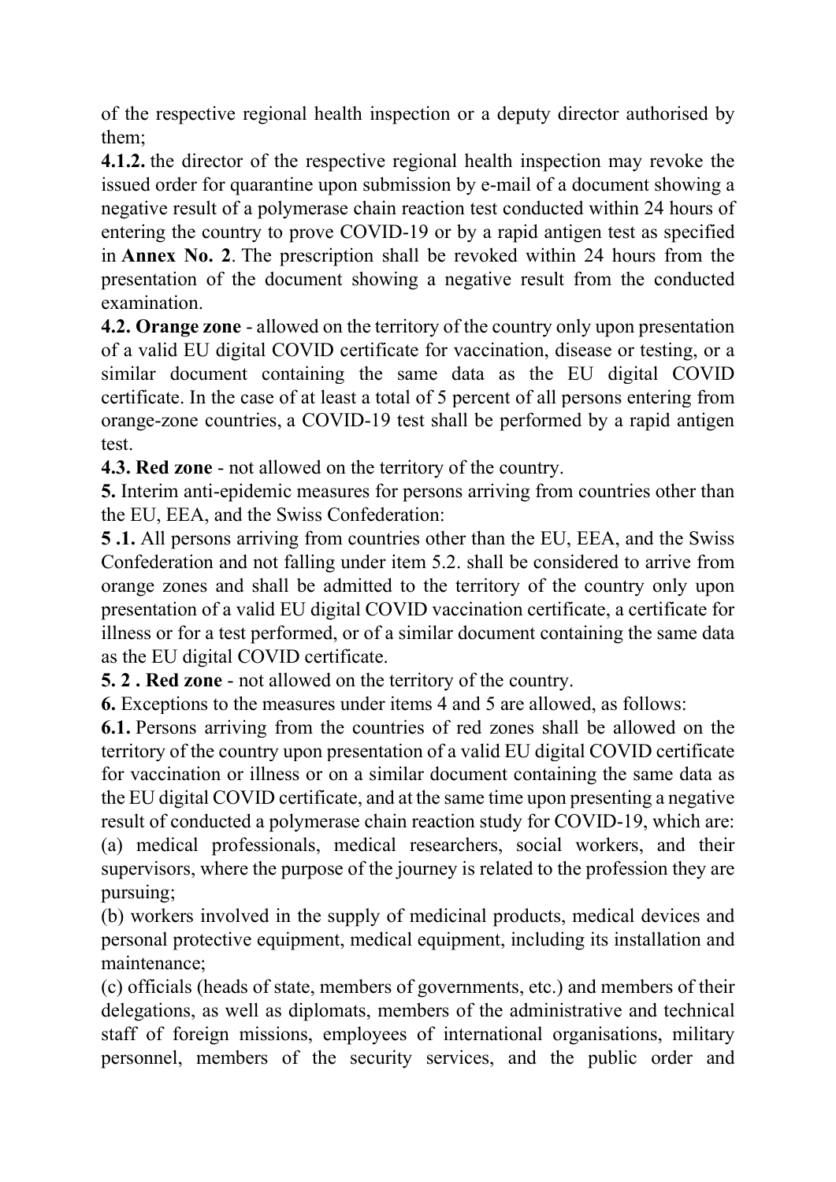of the respective regional health inspection or a deputy director authorised by them;

**4.1.2.** the director of the respective regional health inspection may revoke the issued order for quarantine upon submission by e-mail of a document showing a negative result of a polymerase chain reaction test conducted within 24 hours of entering the country to prove COVID-19 or by a rapid antigen test as specified in **Annex No. 2**. The prescription shall be revoked within 24 hours from the presentation of the document showing a negative result from the conducted examination.

**4.2. Orange zone** - allowed on the territory of the country only upon presentation of a valid EU digital COVID certificate for vaccination, disease or testing, or a similar document containing the same data as the EU digital COVID certificate. In the case of at least a total of 5 percent of all persons entering from orange-zone countries, a COVID-19 test shall be performed by a rapid antigen test.

**4.3. Red zone** - not allowed on the territory of the country.

**5.** Interim anti-epidemic measures for persons arriving from countries other than the EU, EEA, and the Swiss Confederation:

**5 .1.** All persons arriving from countries other than the EU, EEA, and the Swiss Confederation and not falling under item 5.2. shall be considered to arrive from orange zones and shall be admitted to the territory of the country only upon presentation of a valid EU digital COVID vaccination certificate, a certificate for illness or for a test performed, or of a similar document containing the same data as the EU digital COVID certificate.

**5. 2 . Red zone** - not allowed on the territory of the country.

**6.** Exceptions to the measures under items 4 and 5 are allowed, as follows:

**6.1.** Persons arriving from the countries of red zones shall be allowed on the territory of the country upon presentation of a valid EU digital COVID certificate for vaccination or illness or on a similar document containing the same data as the EU digital COVID certificate, and at the same time upon presenting a negative result of conducted a polymerase chain reaction study for COVID-19, which are:

(a) medical professionals, medical researchers, social workers, and their supervisors, where the purpose of the journey is related to the profession they are pursuing;

(b) workers involved in the supply of medicinal products, medical devices and personal protective equipment, medical equipment, including its installation and maintenance;

(c) officials (heads of state, members of governments, etc.) and members of their delegations, as well as diplomats, members of the administrative and technical staff of foreign missions, employees of international organisations, military personnel, members of the security services, and the public order and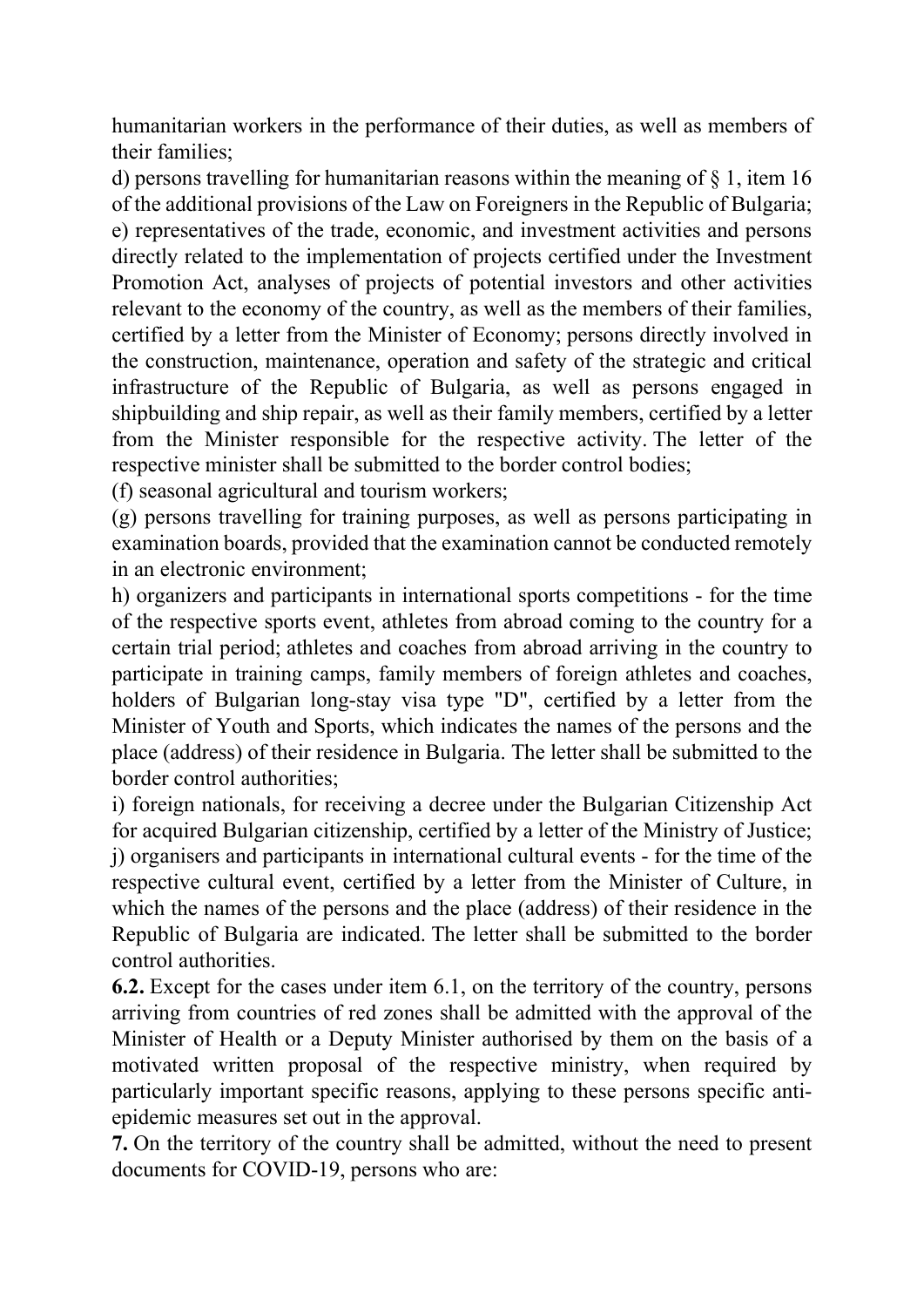humanitarian workers in the performance of their duties, as well as members of their families;

d) persons travelling for humanitarian reasons within the meaning of § 1, item 16 of the additional provisions of the Law on Foreigners in the Republic of Bulgaria;

e) representatives of the trade, economic, and investment activities and persons directly related to the implementation of projects certified under the Investment Promotion Act, analyses of projects of potential investors and other activities relevant to the economy of the country, as well as the members of their families, certified by a letter from the Minister of Economy; persons directly involved in the construction, maintenance, operation and safety of the strategic and critical infrastructure of the Republic of Bulgaria, as well as persons engaged in shipbuilding and ship repair, as well as their family members, certified by a letter from the Minister responsible for the respective activity. The letter of the respective minister shall be submitted to the border control bodies;

(f) seasonal agricultural and tourism workers;

(g) persons travelling for training purposes, as well as persons participating in examination boards, provided that the examination cannot be conducted remotely in an electronic environment;

h) organizers and participants in international sports competitions - for the time of the respective sports event, athletes from abroad coming to the country for a certain trial period; athletes and coaches from abroad arriving in the country to participate in training camps, family members of foreign athletes and coaches, holders of Bulgarian long-stay visa type "D", certified by a letter from the Minister of Youth and Sports, which indicates the names of the persons and the place (address) of their residence in Bulgaria. The letter shall be submitted to the border control authorities;

i) foreign nationals, for receiving a decree under the Bulgarian Citizenship Act for acquired Bulgarian citizenship, certified by a letter of the Ministry of Justice;

j) organisers and participants in international cultural events - for the time of the respective cultural event, certified by a letter from the Minister of Culture, in which the names of the persons and the place (address) of their residence in the Republic of Bulgaria are indicated. The letter shall be submitted to the border control authorities.

**6.2.** Except for the cases under item 6.1, on the territory of the country, persons arriving from countries of red zones shall be admitted with the approval of the Minister of Health or a Deputy Minister authorised by them on the basis of a motivated written proposal of the respective ministry, when required by particularly important specific reasons, applying to these persons specific anti-epidemic measures set out in the approval.

**7.** On the territory of the country shall be admitted, without the need to present documents for COVID-19, persons who are: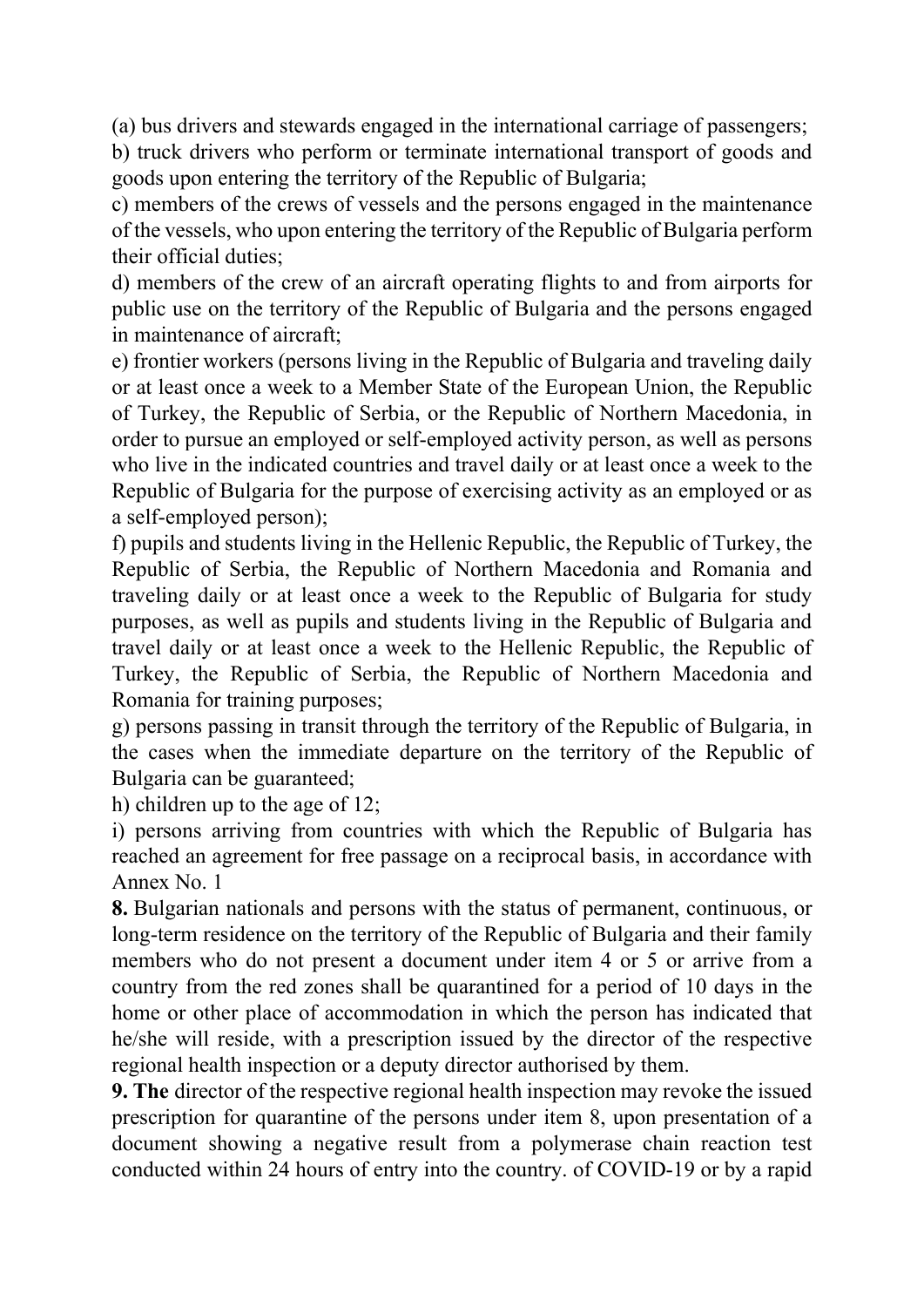(a) bus drivers and stewards engaged in the international carriage of passengers;

b) truck drivers who perform or terminate international transport of goods and goods upon entering the territory of the Republic of Bulgaria;

c) members of the crews of vessels and the persons engaged in the maintenance of the vessels, who upon entering the territory of the Republic of Bulgaria perform their official duties;

d) members of the crew of an aircraft operating flights to and from airports for public use on the territory of the Republic of Bulgaria and the persons engaged in maintenance of aircraft;

e) frontier workers (persons living in the Republic of Bulgaria and traveling daily or at least once a week to a Member State of the European Union, the Republic of Turkey, the Republic of Serbia, or the Republic of Northern Macedonia, in order to pursue an employed or self-employed activity person, as well as persons who live in the indicated countries and travel daily or at least once a week to the Republic of Bulgaria for the purpose of exercising activity as an employed or as a self-employed person);

f) pupils and students living in the Hellenic Republic, the Republic of Turkey, the Republic of Serbia, the Republic of Northern Macedonia and Romania and traveling daily or at least once a week to the Republic of Bulgaria for study purposes, as well as pupils and students living in the Republic of Bulgaria and travel daily or at least once a week to the Hellenic Republic, the Republic of Turkey, the Republic of Serbia, the Republic of Northern Macedonia and Romania for training purposes;

g) persons passing in transit through the territory of the Republic of Bulgaria, in the cases when the immediate departure on the territory of the Republic of Bulgaria can be guaranteed;

h) children up to the age of 12;

i) persons arriving from countries with which the Republic of Bulgaria has reached an agreement for free passage on a reciprocal basis, in accordance with Annex No. 1

**8.** Bulgarian nationals and persons with the status of permanent, continuous, or long-term residence on the territory of the Republic of Bulgaria and their family members who do not present a document under item 4 or 5 or arrive from a country from the red zones shall be quarantined for a period of 10 days in the home or other place of accommodation in which the person has indicated that he/she will reside, with a prescription issued by the director of the respective regional health inspection or a deputy director authorised by them.

**9. The** director of the respective regional health inspection may revoke the issued prescription for quarantine of the persons under item 8, upon presentation of a document showing a negative result from a polymerase chain reaction test conducted within 24 hours of entry into the country. of COVID-19 or by a rapid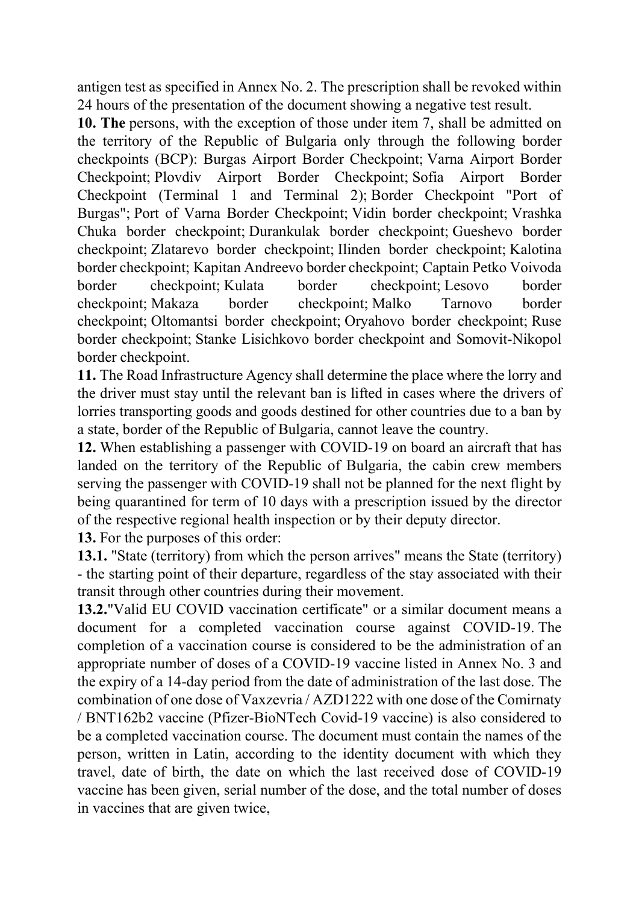antigen test as specified in Annex No. 2. The prescription shall be revoked within 24 hours of the presentation of the document showing a negative test result.

**10. The** persons, with the exception of those under item 7, shall be admitted on the territory of the Republic of Bulgaria only through the following border checkpoints (BCP): Burgas Airport Border Checkpoint; Varna Airport Border Checkpoint; Plovdiv Airport Border Checkpoint; Sofia Airport Border Checkpoint (Terminal 1 and Terminal 2); Border Checkpoint "Port of Burgas"; Port of Varna Border Checkpoint; Vidin border checkpoint; Vrashka Chuka border checkpoint; Durankulak border checkpoint; Gueshevo border checkpoint; Zlatarevo border checkpoint; Ilinden border checkpoint; Kalotina border checkpoint; Kapitan Andreevo border checkpoint; Captain Petko Voivoda border checkpoint; Kulata border checkpoint; Lesovo border checkpoint; Makaza border checkpoint; Malko Tarnovo border checkpoint; Oltomantsi border checkpoint; Oryahovo border checkpoint; Ruse border checkpoint; Stanke Lisichkovo border checkpoint and Somovit-Nikopol border checkpoint.

**11.** The Road Infrastructure Agency shall determine the place where the lorry and the driver must stay until the relevant ban is lifted in cases where the drivers of lorries transporting goods and goods destined for other countries due to a ban by a state, border of the Republic of Bulgaria, cannot leave the country.

**12.** When establishing a passenger with COVID-19 on board an aircraft that has landed on the territory of the Republic of Bulgaria, the cabin crew members serving the passenger with COVID-19 shall not be planned for the next flight by being quarantined for term of 10 days with a prescription issued by the director of the respective regional health inspection or by their deputy director.

**13.** For the purposes of this order:

**13.1.** "State (territory) from which the person arrives" means the State (territory) - the starting point of their departure, regardless of the stay associated with their transit through other countries during their movement.

**13.2.**"Valid EU COVID vaccination certificate" or a similar document means a document for a completed vaccination course against COVID-19. The completion of a vaccination course is considered to be the administration of an appropriate number of doses of a COVID-19 vaccine listed in Annex No. 3 and the expiry of a 14-day period from the date of administration of the last dose. The combination of one dose of Vaxzevria / AZD1222 with one dose of the Comirnaty / BNT162b2 vaccine (Pfizer-BioNTech Covid-19 vaccine) is also considered to be a completed vaccination course. The document must contain the names of the person, written in Latin, according to the identity document with which they travel, date of birth, the date on which the last received dose of COVID-19 vaccine has been given, serial number of the dose, and the total number of doses in vaccines that are given twice,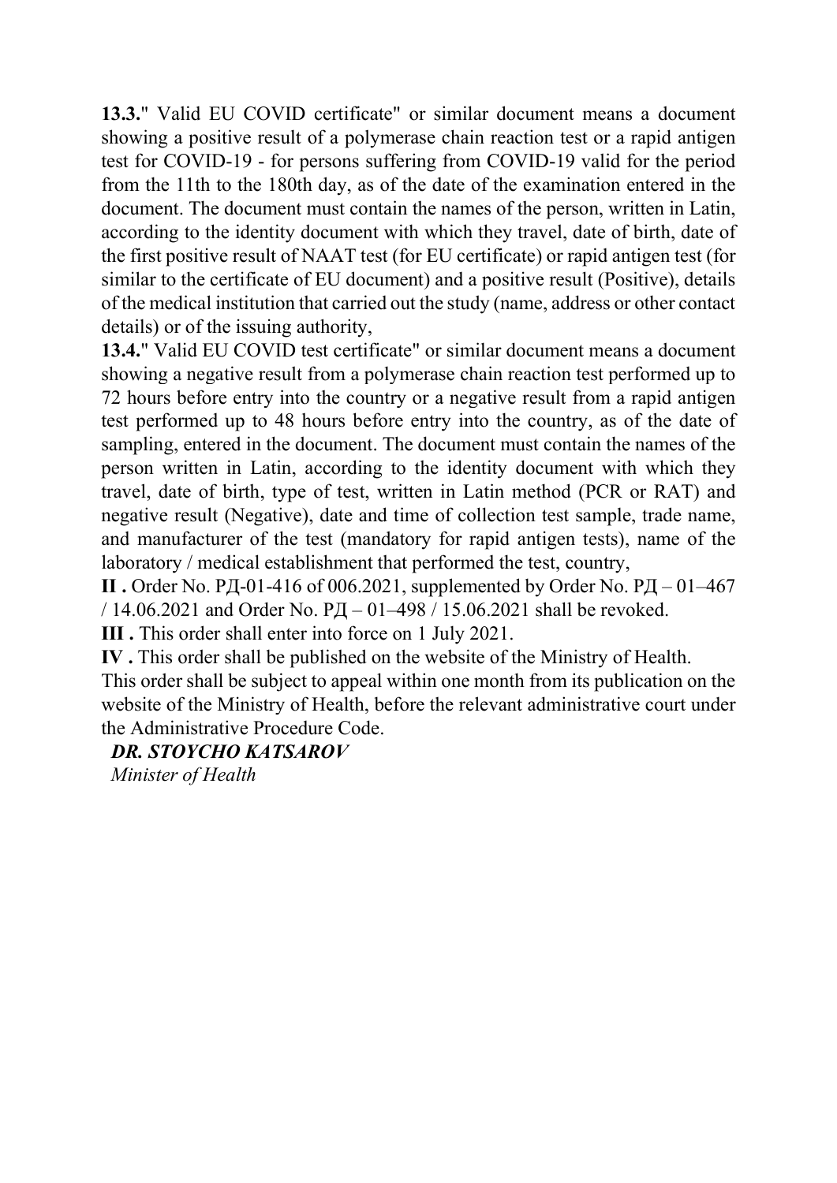**13.3.**" Valid EU COVID certificate" or similar document means a document showing a positive result of a polymerase chain reaction test or a rapid antigen test for COVID-19 - for persons suffering from COVID-19 valid for the period from the 11th to the 180th day, as of the date of the examination entered in the document. The document must contain the names of the person, written in Latin, according to the identity document with which they travel, date of birth, date of the first positive result of NAAT test (for EU certificate) or rapid antigen test (for similar to the certificate of EU document) and a positive result (Positive), details of the medical institution that carried out the study (name, address or other contact details) or of the issuing authority,

**13.4.**" Valid EU COVID test certificate" or similar document means a document showing a negative result from a polymerase chain reaction test performed up to 72 hours before entry into the country or a negative result from a rapid antigen test performed up to 48 hours before entry into the country, as of the date of sampling, entered in the document. The document must contain the names of the person written in Latin, according to the identity document with which they travel, date of birth, type of test, written in Latin method (PCR or RAT) and negative result (Negative), date and time of collection test sample, trade name, and manufacturer of the test (mandatory for rapid antigen tests), name of the laboratory / medical establishment that performed the test, country,

**II .** Order No. РД-01-416 of 006.2021, supplemented by Order No. РД – 01–467 / 14.06.2021 and Order No. РД – 01–498 / 15.06.2021 shall be revoked.

**III .** This order shall enter into force on 1 July 2021.

**IV .** This order shall be published on the website of the Ministry of Health.

This order shall be subject to appeal within one month from its publication on the website of the Ministry of Health, before the relevant administrative court under the Administrative Procedure Code.

***DR. STOYCHO KATSAROV***

*Minister of Health*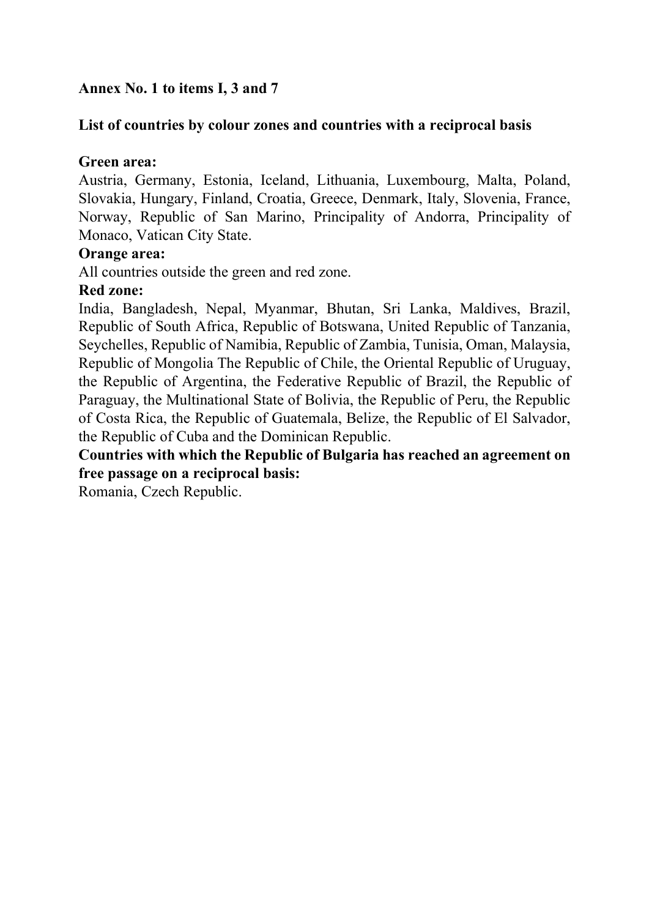**Annex No. 1 to items I, 3 and 7**

**List of countries by colour zones and countries with a reciprocal basis**

**Green area:**

Austria, Germany, Estonia, Iceland, Lithuania, Luxembourg, Malta, Poland, Slovakia, Hungary, Finland, Croatia, Greece, Denmark, Italy, Slovenia, France, Norway, Republic of San Marino, Principality of Andorra, Principality of Monaco, Vatican City State.

**Orange area:**

All countries outside the green and red zone.

**Red zone:**

India, Bangladesh, Nepal, Myanmar, Bhutan, Sri Lanka, Maldives, Brazil, Republic of South Africa, Republic of Botswana, United Republic of Tanzania, Seychelles, Republic of Namibia, Republic of Zambia, Tunisia, Oman, Malaysia, Republic of Mongolia The Republic of Chile, the Oriental Republic of Uruguay, the Republic of Argentina, the Federative Republic of Brazil, the Republic of Paraguay, the Multinational State of Bolivia, the Republic of Peru, the Republic of Costa Rica, the Republic of Guatemala, Belize, the Republic of El Salvador, the Republic of Cuba and the Dominican Republic.

**Countries with which the Republic of Bulgaria has reached an agreement on free passage on a reciprocal basis:**

Romania, Czech Republic.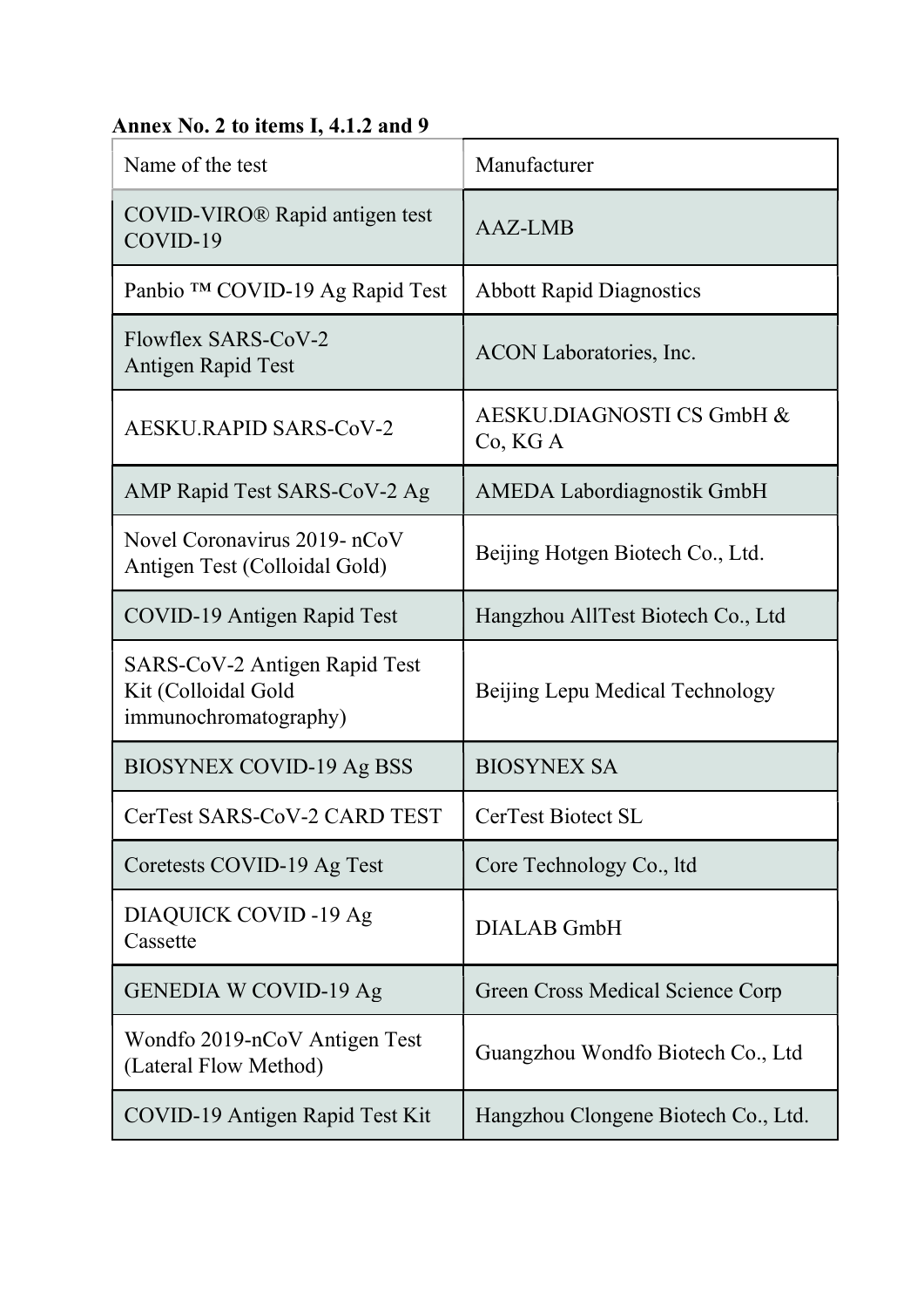**Annex No. 2 to items I, 4.1.2 and 9**

| Name of the test | Manufacturer |
|---|---|
| COVID-VIRO® Rapid antigen test COVID-19 | AAZ-LMB |
| Panbio ™ COVID-19 Ag Rapid Test | Abbott Rapid Diagnostics |
| Flowflex SARS-CoV-2 Antigen Rapid Test | ACON Laboratories, Inc. |
| AESKU.RAPID SARS-CoV-2 | AESKU.DIAGNOSTI CS GmbH & Co, KG A |
| AMP Rapid Test SARS-CoV-2 Ag | AMEDA Labordiagnostik GmbH |
| Novel Coronavirus 2019- nCoV Antigen Test (Colloidal Gold) | Beijing Hotgen Biotech Co., Ltd. |
| COVID-19 Antigen Rapid Test | Hangzhou AllTest Biotech Co., Ltd |
| SARS-CoV-2 Antigen Rapid Test Kit (Colloidal Gold immunochromatography) | Beijing Lepu Medical Technology |
| BIOSYNEX COVID-19 Ag BSS | BIOSYNEX SA |
| CerTest SARS-CoV-2 CARD TEST | CerTest Biotect SL |
| Coretests COVID-19 Ag Test | Core Technology Co., ltd |
| DIAQUICK COVID -19 Ag Cassette | DIALAB GmbH |
| GENEDIA W COVID-19 Ag | Green Cross Medical Science Corp |
| Wondfo 2019-nCoV Antigen Test (Lateral Flow Method) | Guangzhou Wondfo Biotech Co., Ltd |
| COVID-19 Antigen Rapid Test Kit | Hangzhou Clongene Biotech Co., Ltd. |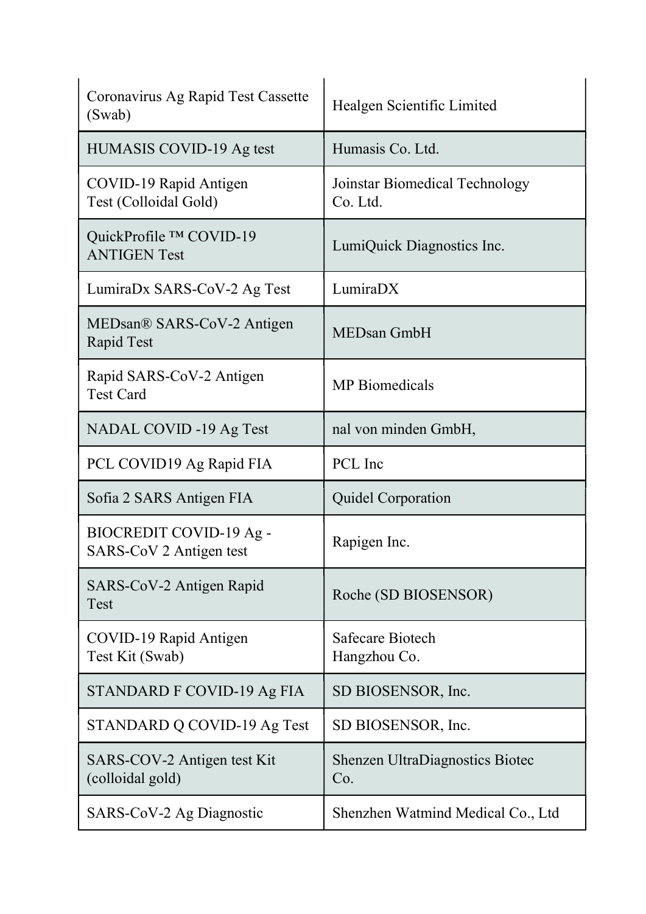| | |
|---|---|
| Coronavirus Ag Rapid Test Cassette (Swab) | Healgen Scientific Limited |
| HUMASIS COVID-19 Ag test | Humasis Co. Ltd. |
| COVID-19 Rapid Antigen Test (Colloidal Gold) | Joinstar Biomedical Technology Co. Ltd. |
| QuickProfile ™ COVID-19 ANTIGEN Test | LumiQuick Diagnostics Inc. |
| LumiraDx SARS-CoV-2 Ag Test | LumiraDX |
| MEDsan® SARS-CoV-2 Antigen Rapid Test | MEDsan GmbH |
| Rapid SARS-CoV-2 Antigen Test Card | MP Biomedicals |
| NADAL COVID -19 Ag Test | nal von minden GmbH, |
| PCL COVID19 Ag Rapid FIA | PCL Inc |
| Sofia 2 SARS Antigen FIA | Quidel Corporation |
| BIOCREDIT COVID-19 Ag - SARS-CoV 2 Antigen test | Rapigen Inc. |
| SARS-CoV-2 Antigen Rapid Test | Roche (SD BIOSENSOR) |
| COVID-19 Rapid Antigen Test Kit (Swab) | Safecare Biotech Hangzhou Co. |
| STANDARD F COVID-19 Ag FIA | SD BIOSENSOR, Inc. |
| STANDARD Q COVID-19 Ag Test | SD BIOSENSOR, Inc. |
| SARS-COV-2 Antigen test Kit (colloidal gold) | Shenzen UltraDiagnostics Biotec Co. |
| SARS-CoV-2 Ag Diagnostic | Shenzhen Watmind Medical Co., Ltd |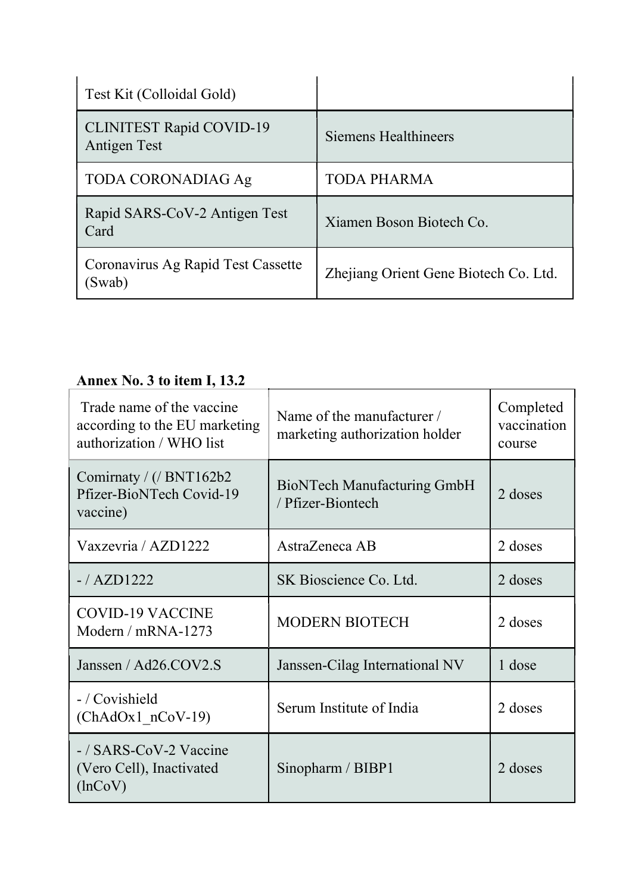| | |
|---|---|
| Test Kit (Colloidal Gold) | |
| CLINITEST Rapid COVID-19 Antigen Test | Siemens Healthineers |
| TODA CORONADIAG Ag | TODA PHARMA |
| Rapid SARS-CoV-2 Antigen Test Card | Xiamen Boson Biotech Co. |
| Coronavirus Ag Rapid Test Cassette (Swab) | Zhejiang Orient Gene Biotech Co. Ltd. |

**Annex No. 3 to item I, 13.2**

| Trade name of the vaccine according to the EU marketing authorization / WHO list | Name of the manufacturer / marketing authorization holder | Completed vaccination course |
|---|---|---|
| Comirnaty / (/ BNT162b2 Pfizer-BioNTech Covid-19 vaccine) | BioNTech Manufacturing GmbH / Pfizer-Biontech | 2 doses |
| Vaxzevria / AZD1222 | AstraZeneca AB | 2 doses |
| - / AZD1222 | SK Bioscience Co. Ltd. | 2 doses |
| COVID-19 VACCINE Modern / mRNA-1273 | MODERN BIOTECH | 2 doses |
| Janssen / Ad26.COV2.S | Janssen-Cilag International NV | 1 dose |
| - / Covishield (ChAdOx1_nCoV-19) | Serum Institute of India | 2 doses |
| - / SARS-CoV-2 Vaccine (Vero Cell), Inactivated (lnCoV) | Sinopharm / BIBP1 | 2 doses |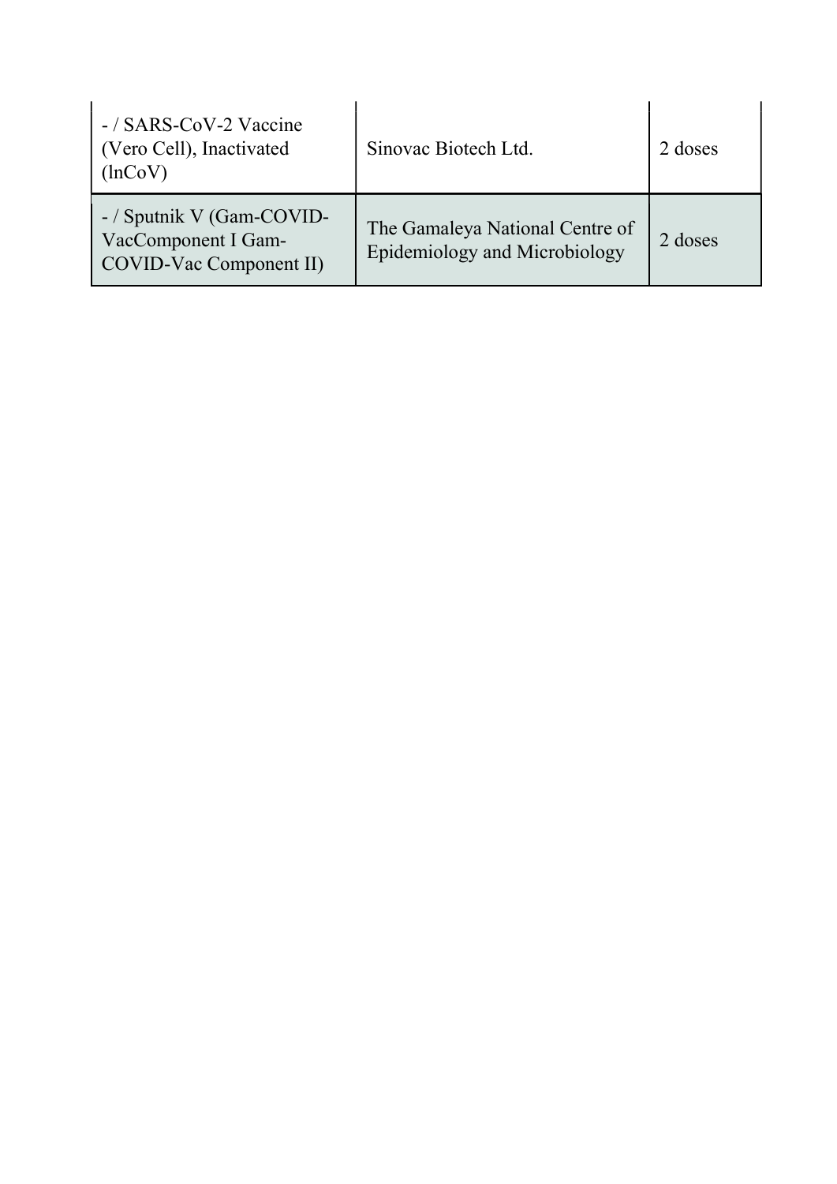| | | |
|---|---|---|
| - / SARS-CoV-2 Vaccine (Vero Cell), Inactivated (lnCoV) | Sinovac Biotech Ltd. | 2 doses |
| - / Sputnik V (Gam-COVID-VacComponent I Gam-COVID-Vac Component II) | The Gamaleya National Centre of Epidemiology and Microbiology | 2 doses |